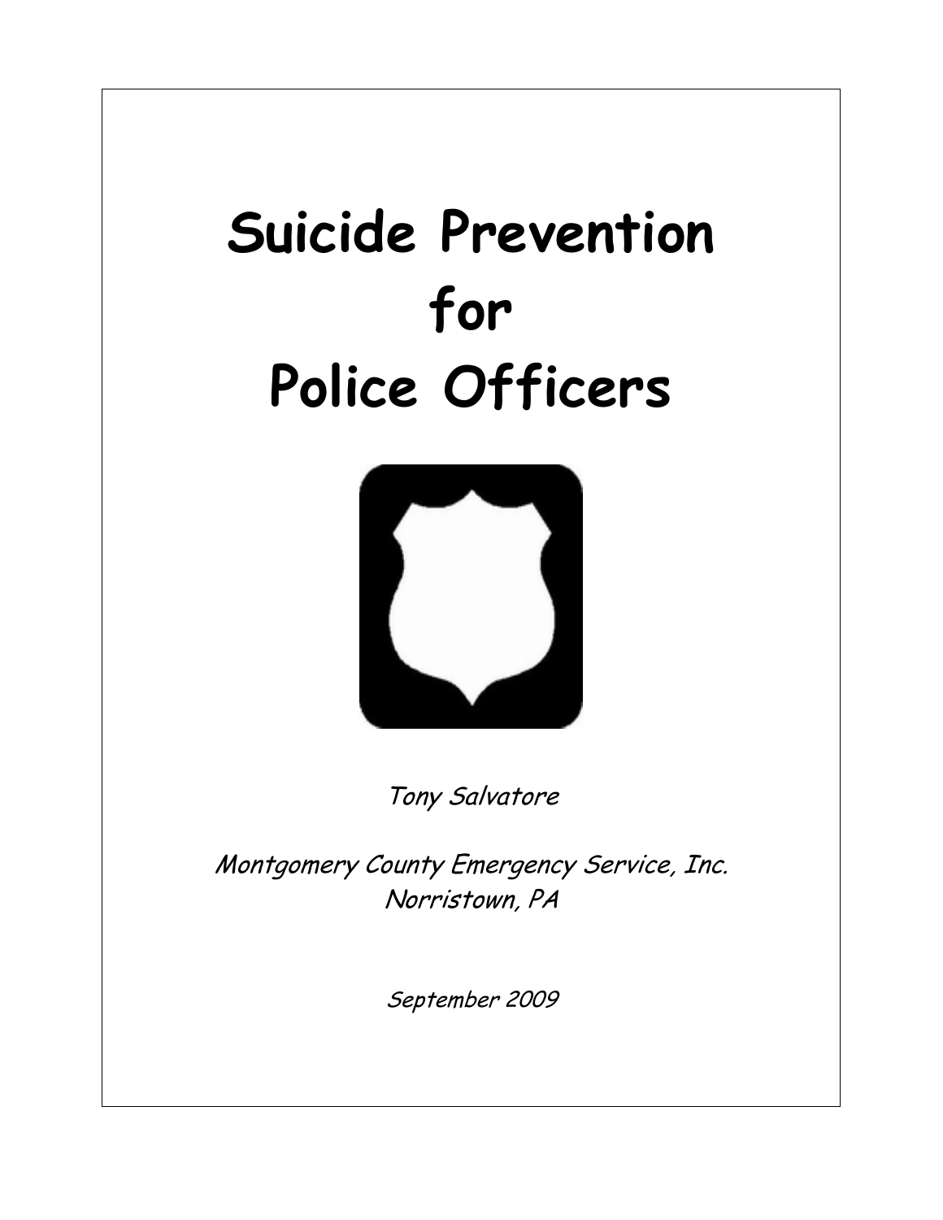# Suicide Prevention for Police Officers

*Tony Salvatore*

*Montgomery County Emergency Service, Inc.*
*Norristown, PA*

*September 2009*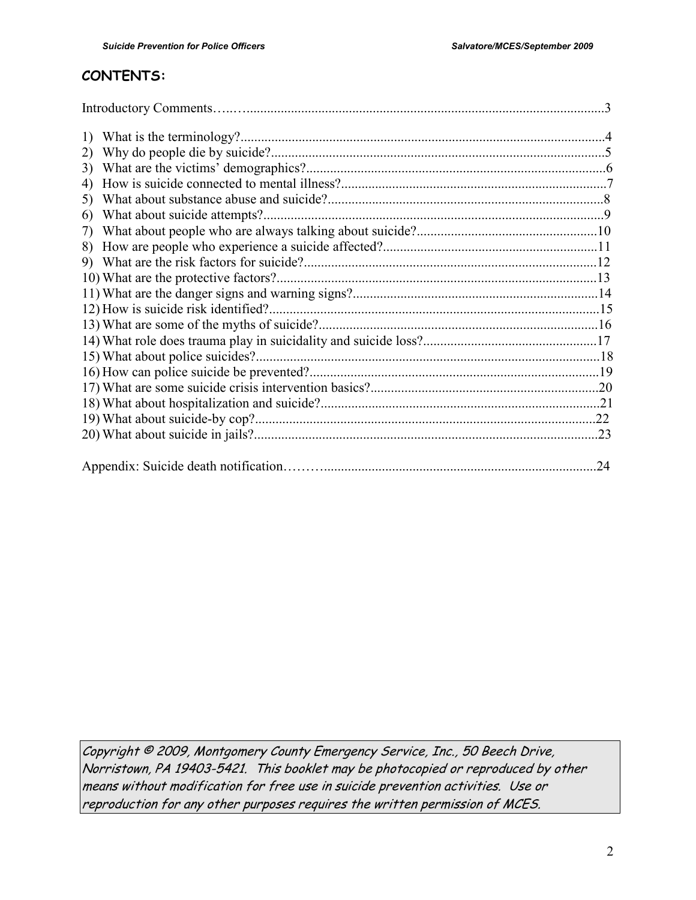## CONTENTS:

Introductory Comments…..…......................................................................................................3

1) What is the terminology?..........................................................................................................4
2) Why do people die by suicide?..................................................................................................5
3) What are the victims' demographics?........................................................................................6
4) How is suicide connected to mental illness?..............................................................................7
5) What about substance abuse and suicide?.................................................................................8
6) What about suicide attempts?....................................................................................................9
7) What about people who are always talking about suicide?.....................................................10
8) How are people who experience a suicide affected?...............................................................11
9) What are the risk factors for suicide?......................................................................................12
10) What are the protective factors?..............................................................................................13
11) What are the danger signs and warning signs?........................................................................14
12) How is suicide risk identified?.................................................................................................15
13) What are some of the myths of suicide?..................................................................................16
14) What role does trauma play in suicidality and suicide loss?...................................................17
15) What about police suicides?.....................................................................................................18
16) How can police suicide be prevented?.....................................................................................19
17) What are some suicide crisis intervention basics?...................................................................20
18) What about hospitalization and suicide?..................................................................................21
19) What about suicide-by cop?....................................................................................................22
20) What about suicide in jails?.....................................................................................................23

Appendix: Suicide death notification………...............................................................................24

*Copyright © 2009, Montgomery County Emergency Service, Inc., 50 Beech Drive, Norristown, PA 19403-5421. This booklet may be photocopied or reproduced by other means without modification for free use in suicide prevention activities. Use or reproduction for any other purposes requires the written permission of MCES.*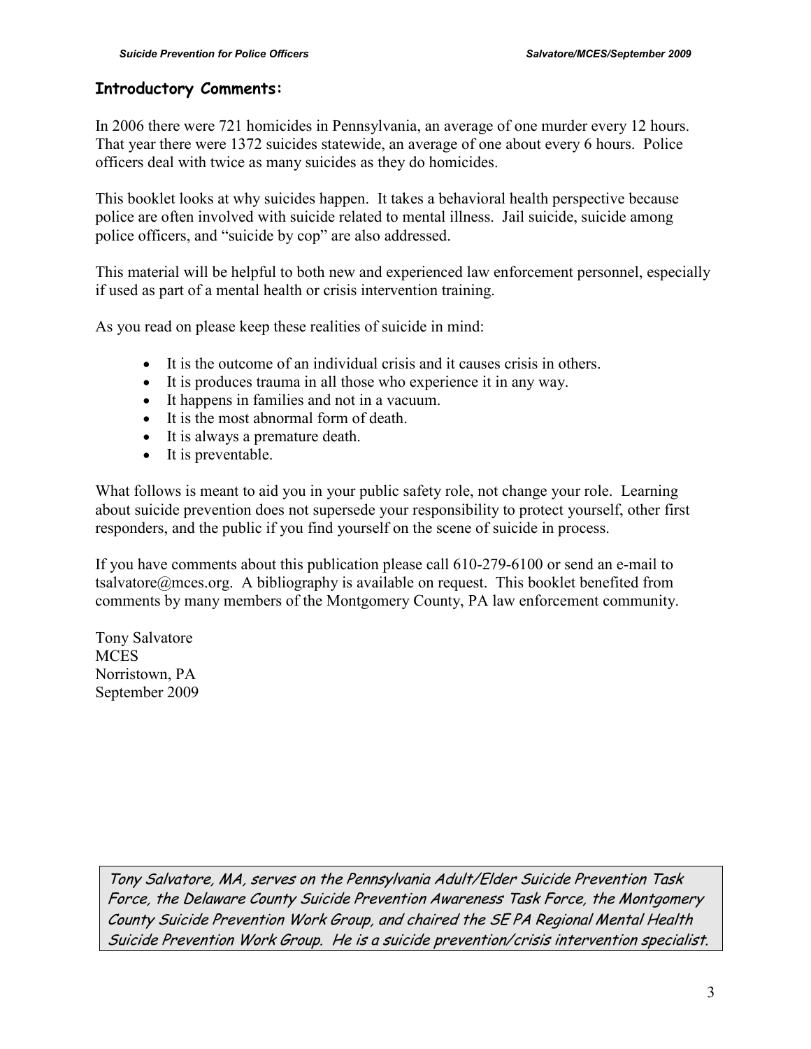## Introductory Comments:

In 2006 there were 721 homicides in Pennsylvania, an average of one murder every 12 hours. That year there were 1372 suicides statewide, an average of one about every 6 hours. Police officers deal with twice as many suicides as they do homicides.

This booklet looks at why suicides happen. It takes a behavioral health perspective because police are often involved with suicide related to mental illness. Jail suicide, suicide among police officers, and "suicide by cop" are also addressed.

This material will be helpful to both new and experienced law enforcement personnel, especially if used as part of a mental health or crisis intervention training.

As you read on please keep these realities of suicide in mind:

- It is the outcome of an individual crisis and it causes crisis in others.
- It is produces trauma in all those who experience it in any way.
- It happens in families and not in a vacuum.
- It is the most abnormal form of death.
- It is always a premature death.
- It is preventable.

What follows is meant to aid you in your public safety role, not change your role. Learning about suicide prevention does not supersede your responsibility to protect yourself, other first responders, and the public if you find yourself on the scene of suicide in process.

If you have comments about this publication please call 610-279-6100 or send an e-mail to tsalvatore@mces.org. A bibliography is available on request. This booklet benefited from comments by many members of the Montgomery County, PA law enforcement community.

Tony Salvatore
MCES
Norristown, PA
September 2009

*Tony Salvatore, MA, serves on the Pennsylvania Adult/Elder Suicide Prevention Task Force, the Delaware County Suicide Prevention Awareness Task Force, the Montgomery County Suicide Prevention Work Group, and chaired the SE PA Regional Mental Health Suicide Prevention Work Group. He is a suicide prevention/crisis intervention specialist.*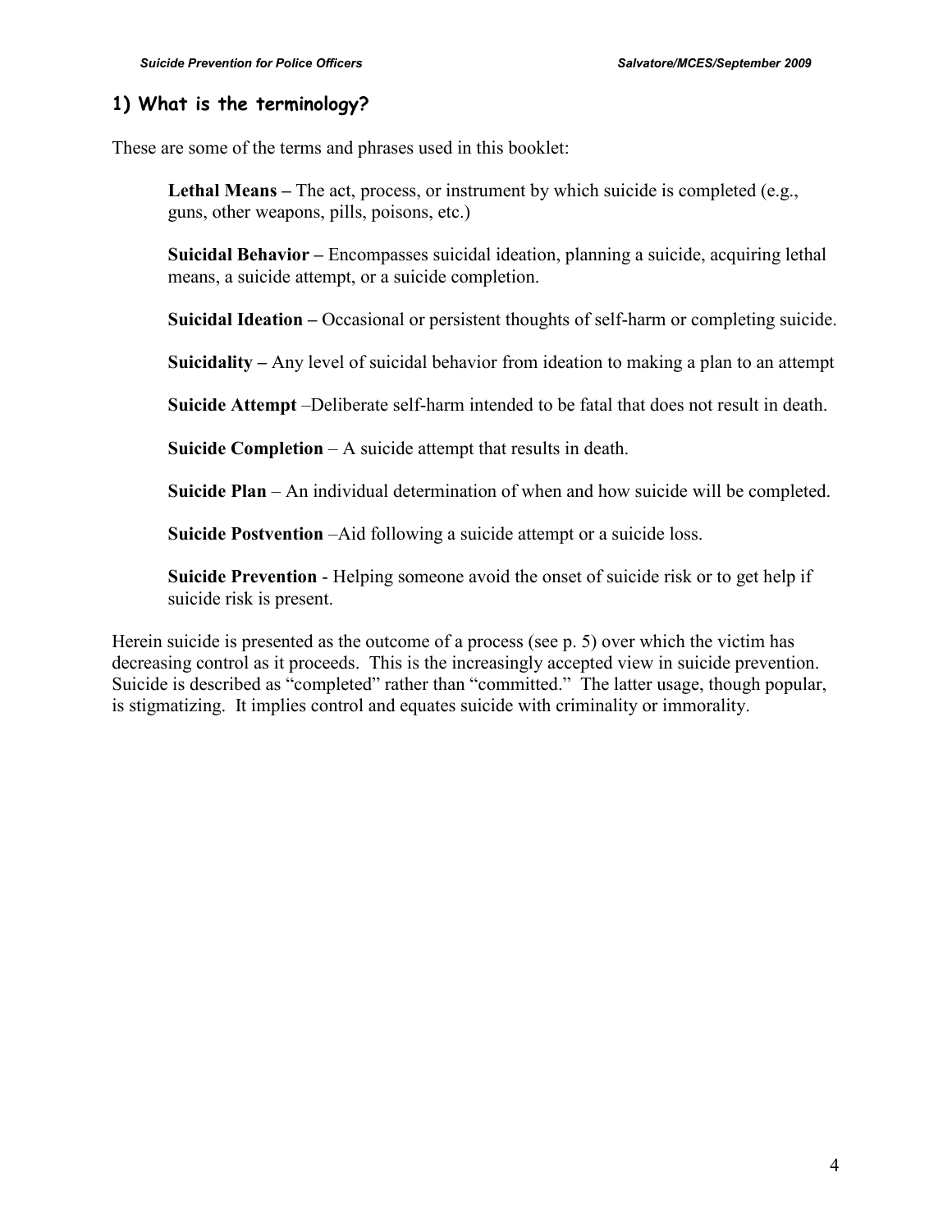## 1) What is the terminology?

These are some of the terms and phrases used in this booklet:

**Lethal Means –** The act, process, or instrument by which suicide is completed (e.g., guns, other weapons, pills, poisons, etc.)

**Suicidal Behavior –** Encompasses suicidal ideation, planning a suicide, acquiring lethal means, a suicide attempt, or a suicide completion.

**Suicidal Ideation –** Occasional or persistent thoughts of self-harm or completing suicide.

**Suicidality –** Any level of suicidal behavior from ideation to making a plan to an attempt

**Suicide Attempt** –Deliberate self-harm intended to be fatal that does not result in death.

**Suicide Completion** – A suicide attempt that results in death.

**Suicide Plan** – An individual determination of when and how suicide will be completed.

**Suicide Postvention** –Aid following a suicide attempt or a suicide loss.

**Suicide Prevention** - Helping someone avoid the onset of suicide risk or to get help if suicide risk is present.

Herein suicide is presented as the outcome of a process (see p. 5) over which the victim has decreasing control as it proceeds. This is the increasingly accepted view in suicide prevention. Suicide is described as "completed" rather than "committed." The latter usage, though popular, is stigmatizing. It implies control and equates suicide with criminality or immorality.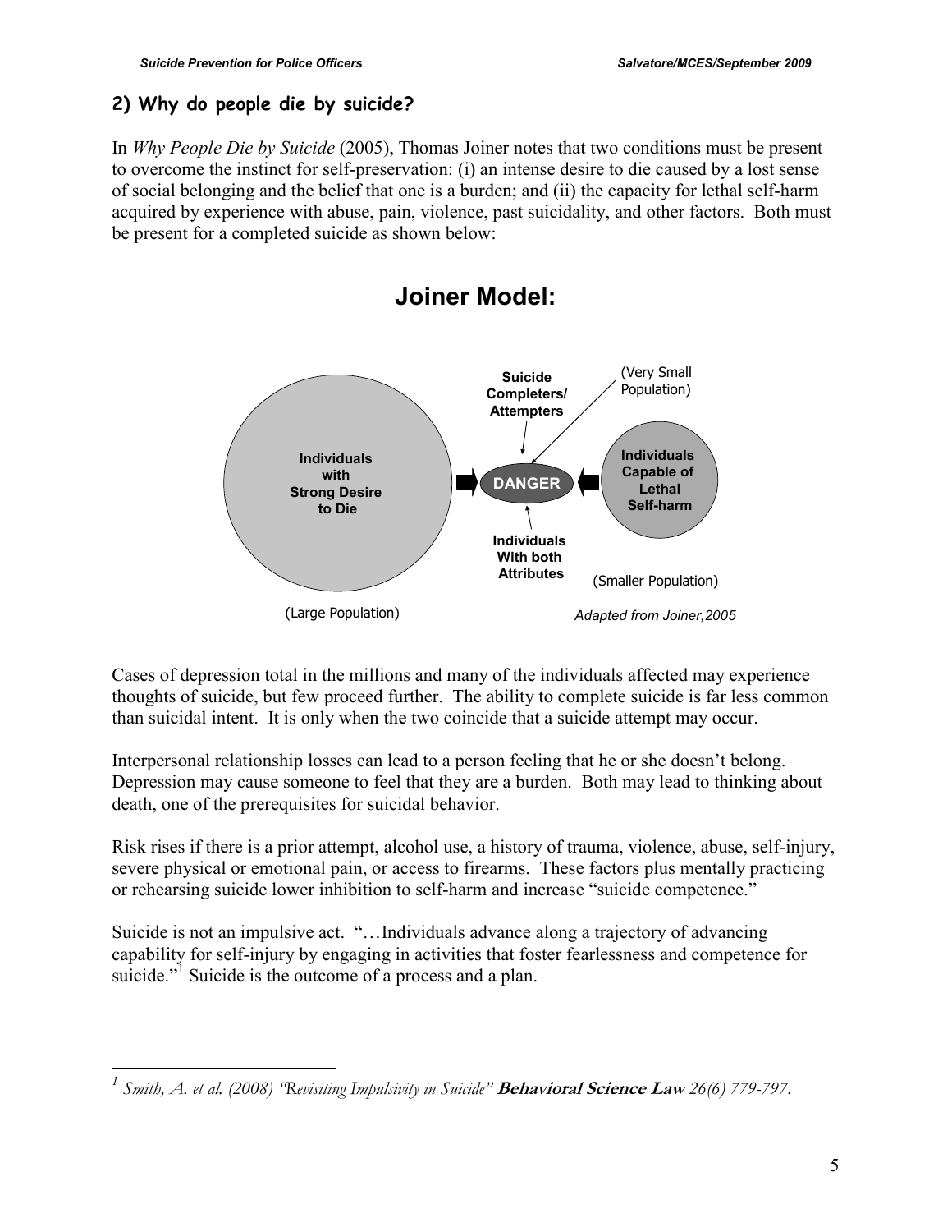## 2) Why do people die by suicide?

In *Why People Die by Suicide* (2005), Thomas Joiner notes that two conditions must be present to overcome the instinct for self-preservation: (i) an intense desire to die caused by a lost sense of social belonging and the belief that one is a burden; and (ii) the capacity for lethal self-harm acquired by experience with abuse, pain, violence, past suicidality, and other factors. Both must be present for a completed suicide as shown below:

# Joiner Model:

**Individuals with Strong Desire to Die**

(Large Population)

**DANGER**

**Suicide Completers/ Attempters**

(Very Small Population)

**Individuals With both Attributes**

**Individuals Capable of Lethal Self-harm**

(Smaller Population)

*Adapted from Joiner,2005*

Cases of depression total in the millions and many of the individuals affected may experience thoughts of suicide, but few proceed further. The ability to complete suicide is far less common than suicidal intent. It is only when the two coincide that a suicide attempt may occur.

Interpersonal relationship losses can lead to a person feeling that he or she doesn't belong. Depression may cause someone to feel that they are a burden. Both may lead to thinking about death, one of the prerequisites for suicidal behavior.

Risk rises if there is a prior attempt, alcohol use, a history of trauma, violence, abuse, self-injury, severe physical or emotional pain, or access to firearms. These factors plus mentally practicing or rehearsing suicide lower inhibition to self-harm and increase "suicide competence."

Suicide is not an impulsive act. "…Individuals advance along a trajectory of advancing capability for self-injury by engaging in activities that foster fearlessness and competence for suicide."[1] Suicide is the outcome of a process and a plan.

---

[1] *Smith, A. et al. (2008) "Revisiting Impulsivity in Suicide"* ***Behavioral Science Law*** *26(6) 779-797*.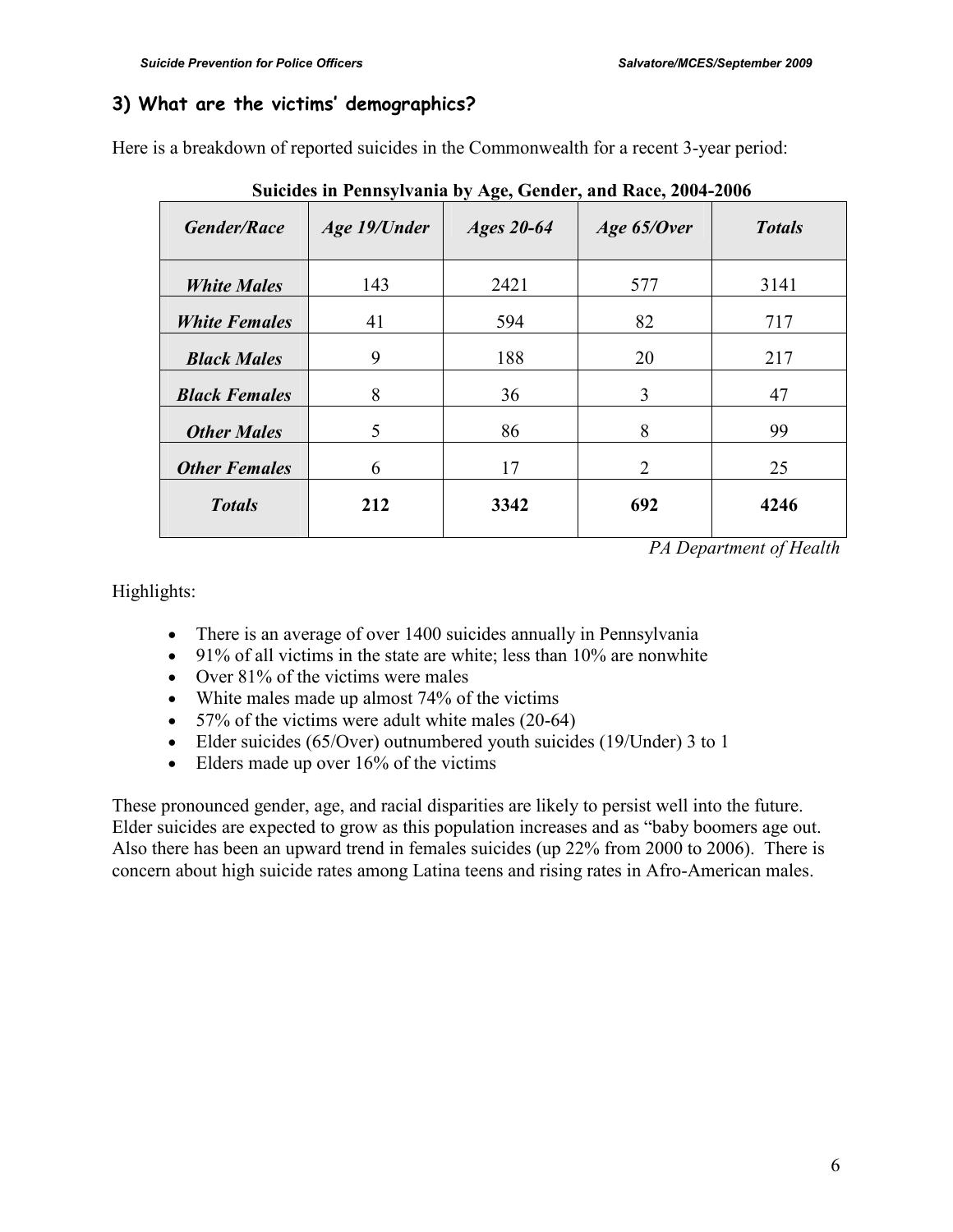### 3) What are the victims' demographics?

Here is a breakdown of reported suicides in the Commonwealth for a recent 3-year period:

**Suicides in Pennsylvania by Age, Gender, and Race, 2004-2006**

| *Gender/Race* | *Age 19/Under* | *Ages 20-64* | *Age 65/Over* | *Totals* |
|---|---|---|---|---|
| ***White Males*** | 143 | 2421 | 577 | 3141 |
| ***White Females*** | 41 | 594 | 82 | 717 |
| ***Black Males*** | 9 | 188 | 20 | 217 |
| ***Black Females*** | 8 | 36 | 3 | 47 |
| ***Other Males*** | 5 | 86 | 8 | 99 |
| ***Other Females*** | 6 | 17 | 2 | 25 |
| ***Totals*** | **212** | **3342** | **692** | **4246** |

*PA Department of Health*

Highlights:

- There is an average of over 1400 suicides annually in Pennsylvania
- 91% of all victims in the state are white; less than 10% are nonwhite
- Over 81% of the victims were males
- White males made up almost 74% of the victims
- 57% of the victims were adult white males (20-64)
- Elder suicides (65/Over) outnumbered youth suicides (19/Under) 3 to 1
- Elders made up over 16% of the victims

These pronounced gender, age, and racial disparities are likely to persist well into the future. Elder suicides are expected to grow as this population increases and as "baby boomers age out. Also there has been an upward trend in females suicides (up 22% from 2000 to 2006). There is concern about high suicide rates among Latina teens and rising rates in Afro-American males.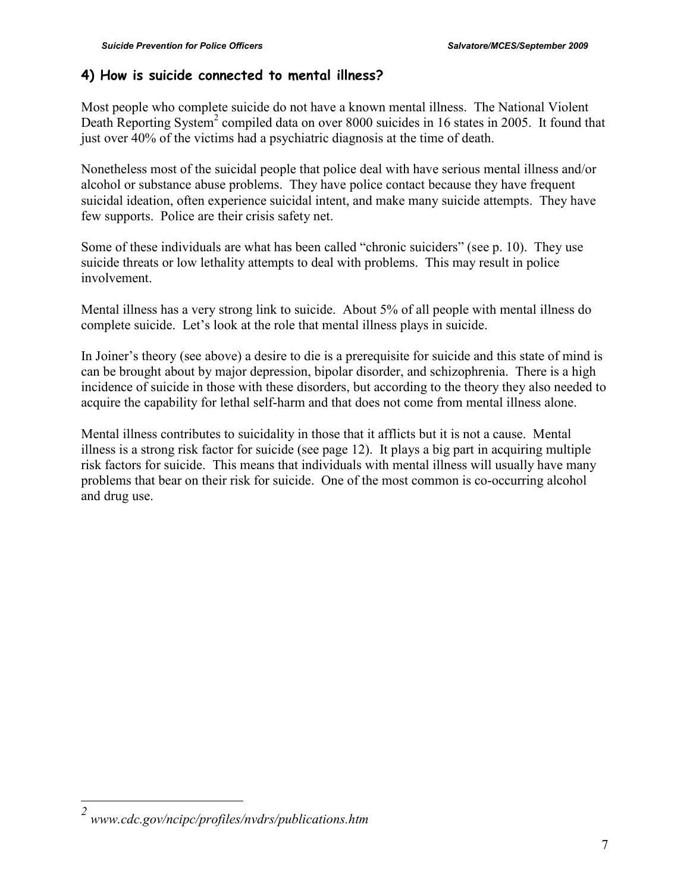### 4) How is suicide connected to mental illness?

Most people who complete suicide do not have a known mental illness. The National Violent Death Reporting System[2] compiled data on over 8000 suicides in 16 states in 2005. It found that just over 40% of the victims had a psychiatric diagnosis at the time of death.

Nonetheless most of the suicidal people that police deal with have serious mental illness and/or alcohol or substance abuse problems. They have police contact because they have frequent suicidal ideation, often experience suicidal intent, and make many suicide attempts. They have few supports. Police are their crisis safety net.

Some of these individuals are what has been called "chronic suiciders" (see p. 10). They use suicide threats or low lethality attempts to deal with problems. This may result in police involvement.

Mental illness has a very strong link to suicide. About 5% of all people with mental illness do complete suicide. Let's look at the role that mental illness plays in suicide.

In Joiner's theory (see above) a desire to die is a prerequisite for suicide and this state of mind is can be brought about by major depression, bipolar disorder, and schizophrenia. There is a high incidence of suicide in those with these disorders, but according to the theory they also needed to acquire the capability for lethal self-harm and that does not come from mental illness alone.

Mental illness contributes to suicidality in those that it afflicts but it is not a cause. Mental illness is a strong risk factor for suicide (see page 12). It plays a big part in acquiring multiple risk factors for suicide. This means that individuals with mental illness will usually have many problems that bear on their risk for suicide. One of the most common is co-occurring alcohol and drug use.

---

[2] *www.cdc.gov/ncipc/profiles/nvdrs/publications.htm*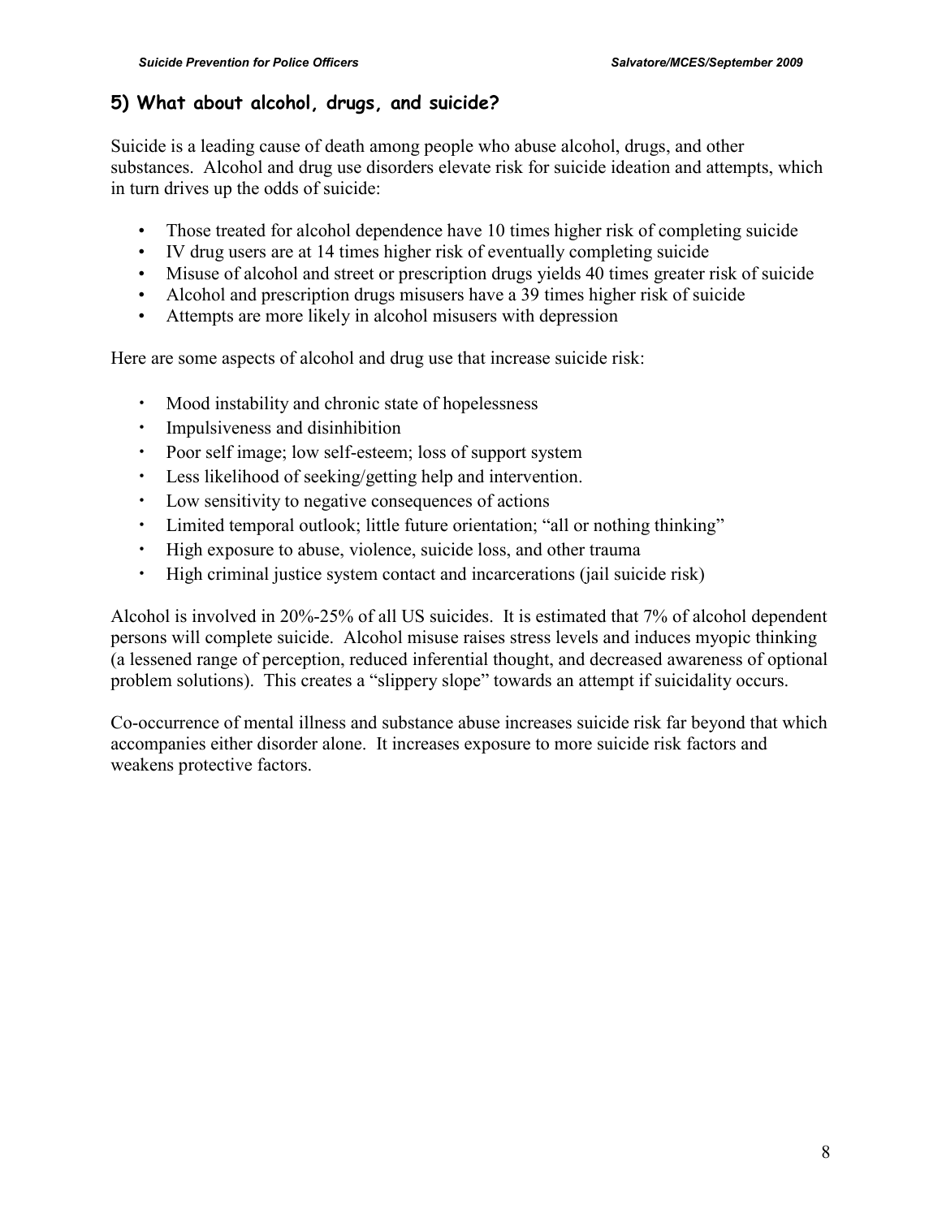## 5) What about alcohol, drugs, and suicide?

Suicide is a leading cause of death among people who abuse alcohol, drugs, and other substances. Alcohol and drug use disorders elevate risk for suicide ideation and attempts, which in turn drives up the odds of suicide:

- Those treated for alcohol dependence have 10 times higher risk of completing suicide
- IV drug users are at 14 times higher risk of eventually completing suicide
- Misuse of alcohol and street or prescription drugs yields 40 times greater risk of suicide
- Alcohol and prescription drugs misusers have a 39 times higher risk of suicide
- Attempts are more likely in alcohol misusers with depression

Here are some aspects of alcohol and drug use that increase suicide risk:

- Mood instability and chronic state of hopelessness
- Impulsiveness and disinhibition
- Poor self image; low self-esteem; loss of support system
- Less likelihood of seeking/getting help and intervention.
- Low sensitivity to negative consequences of actions
- Limited temporal outlook; little future orientation; "all or nothing thinking"
- High exposure to abuse, violence, suicide loss, and other trauma
- High criminal justice system contact and incarcerations (jail suicide risk)

Alcohol is involved in 20%-25% of all US suicides. It is estimated that 7% of alcohol dependent persons will complete suicide. Alcohol misuse raises stress levels and induces myopic thinking (a lessened range of perception, reduced inferential thought, and decreased awareness of optional problem solutions). This creates a "slippery slope" towards an attempt if suicidality occurs.

Co-occurrence of mental illness and substance abuse increases suicide risk far beyond that which accompanies either disorder alone. It increases exposure to more suicide risk factors and weakens protective factors.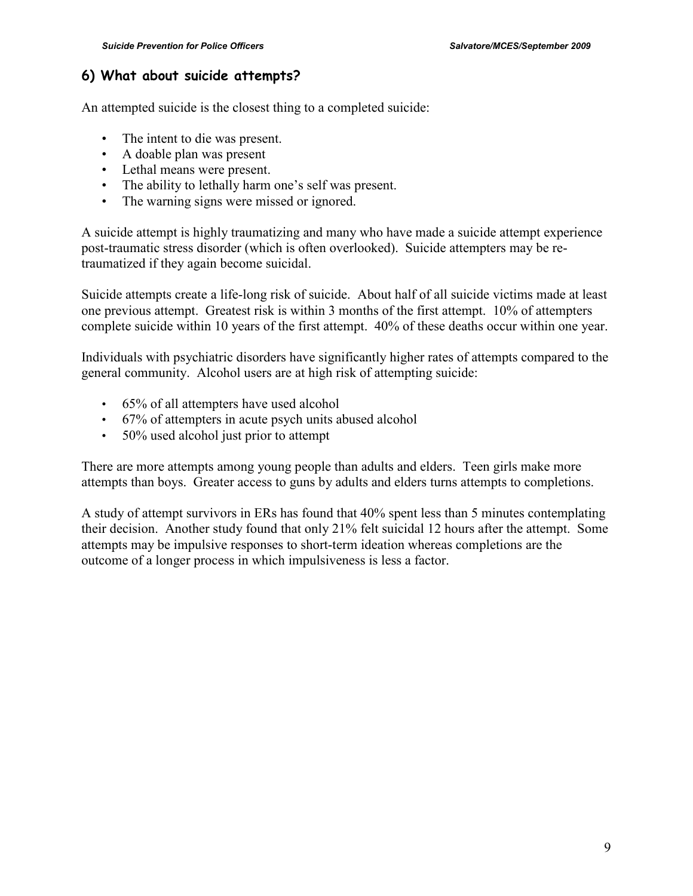## 6) What about suicide attempts?

An attempted suicide is the closest thing to a completed suicide:

- The intent to die was present.
- A doable plan was present
- Lethal means were present.
- The ability to lethally harm one's self was present.
- The warning signs were missed or ignored.

A suicide attempt is highly traumatizing and many who have made a suicide attempt experience post-traumatic stress disorder (which is often overlooked). Suicide attempters may be re-traumatized if they again become suicidal.

Suicide attempts create a life-long risk of suicide. About half of all suicide victims made at least one previous attempt. Greatest risk is within 3 months of the first attempt. 10% of attempters complete suicide within 10 years of the first attempt. 40% of these deaths occur within one year.

Individuals with psychiatric disorders have significantly higher rates of attempts compared to the general community. Alcohol users are at high risk of attempting suicide:

- 65% of all attempters have used alcohol
- 67% of attempters in acute psych units abused alcohol
- 50% used alcohol just prior to attempt

There are more attempts among young people than adults and elders. Teen girls make more attempts than boys. Greater access to guns by adults and elders turns attempts to completions.

A study of attempt survivors in ERs has found that 40% spent less than 5 minutes contemplating their decision. Another study found that only 21% felt suicidal 12 hours after the attempt. Some attempts may be impulsive responses to short-term ideation whereas completions are the outcome of a longer process in which impulsiveness is less a factor.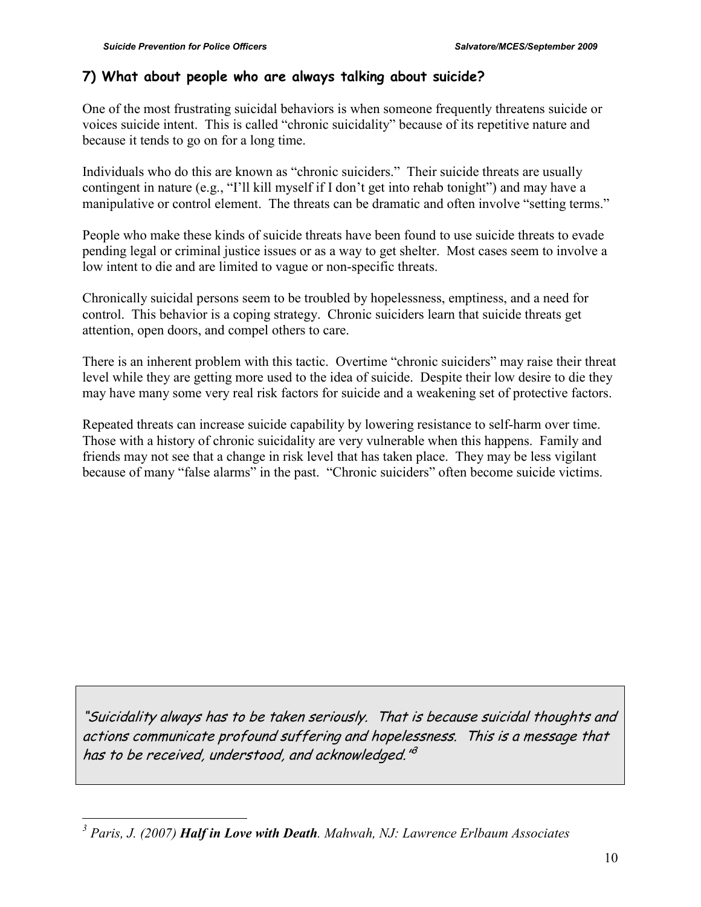### 7) What about people who are always talking about suicide?

One of the most frustrating suicidal behaviors is when someone frequently threatens suicide or voices suicide intent. This is called "chronic suicidality" because of its repetitive nature and because it tends to go on for a long time.

Individuals who do this are known as "chronic suiciders." Their suicide threats are usually contingent in nature (e.g., "I'll kill myself if I don't get into rehab tonight") and may have a manipulative or control element. The threats can be dramatic and often involve "setting terms."

People who make these kinds of suicide threats have been found to use suicide threats to evade pending legal or criminal justice issues or as a way to get shelter. Most cases seem to involve a low intent to die and are limited to vague or non-specific threats.

Chronically suicidal persons seem to be troubled by hopelessness, emptiness, and a need for control. This behavior is a coping strategy. Chronic suiciders learn that suicide threats get attention, open doors, and compel others to care.

There is an inherent problem with this tactic. Overtime "chronic suiciders" may raise their threat level while they are getting more used to the idea of suicide. Despite their low desire to die they may have many some very real risk factors for suicide and a weakening set of protective factors.

Repeated threats can increase suicide capability by lowering resistance to self-harm over time. Those with a history of chronic suicidality are very vulnerable when this happens. Family and friends may not see that a change in risk level that has taken place. They may be less vigilant because of many "false alarms" in the past. "Chronic suiciders" often become suicide victims.

> *"Suicidality always has to be taken seriously. That is because suicidal thoughts and actions communicate profound suffering and hopelessness. This is a message that has to be received, understood, and acknowledged."*[3]

---

[3] *Paris, J. (2007)* ***Half in Love with Death****. Mahwah, NJ: Lawrence Erlbaum Associates*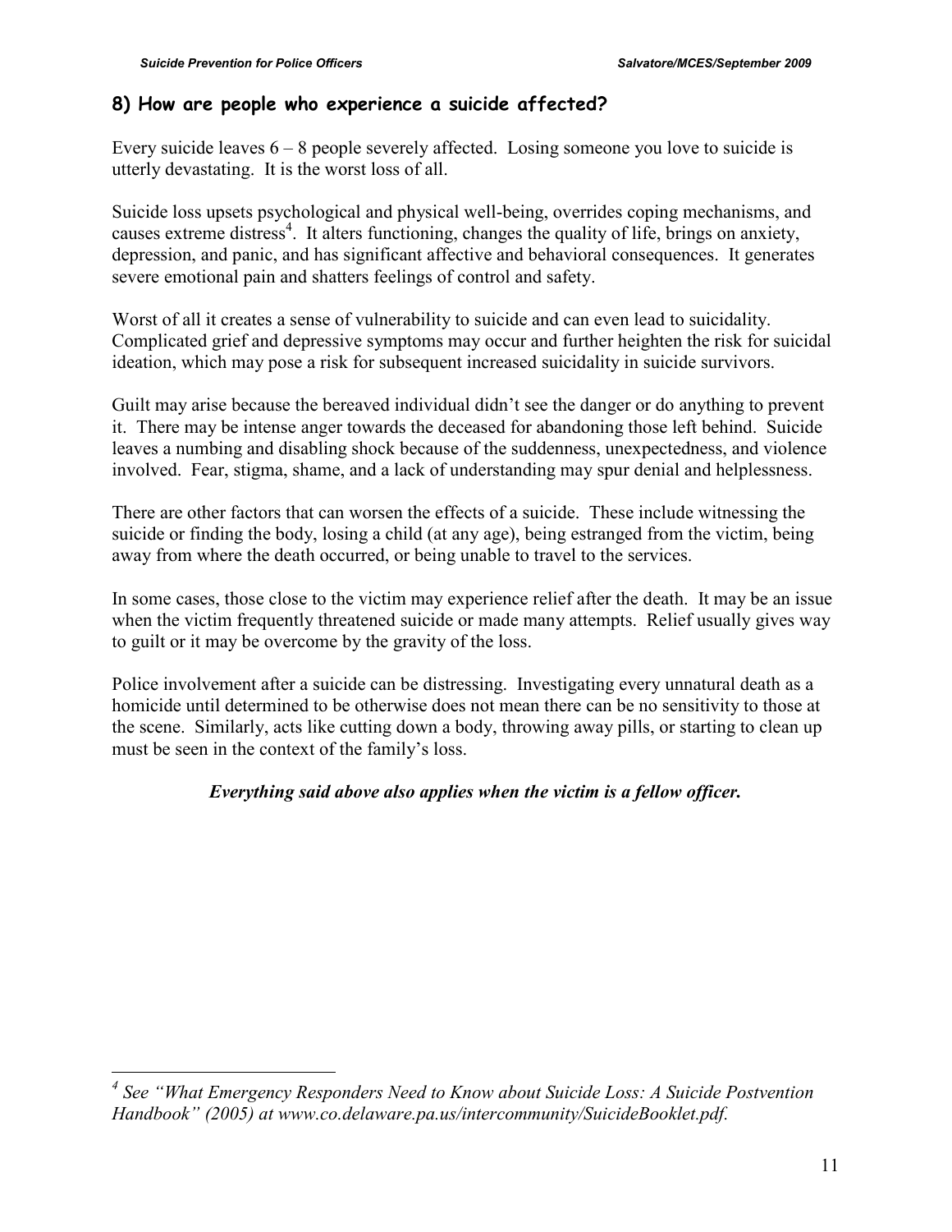## 8) How are people who experience a suicide affected?

Every suicide leaves 6 – 8 people severely affected. Losing someone you love to suicide is utterly devastating. It is the worst loss of all.

Suicide loss upsets psychological and physical well-being, overrides coping mechanisms, and causes extreme distress[4]. It alters functioning, changes the quality of life, brings on anxiety, depression, and panic, and has significant affective and behavioral consequences. It generates severe emotional pain and shatters feelings of control and safety.

Worst of all it creates a sense of vulnerability to suicide and can even lead to suicidality. Complicated grief and depressive symptoms may occur and further heighten the risk for suicidal ideation, which may pose a risk for subsequent increased suicidality in suicide survivors.

Guilt may arise because the bereaved individual didn't see the danger or do anything to prevent it. There may be intense anger towards the deceased for abandoning those left behind. Suicide leaves a numbing and disabling shock because of the suddenness, unexpectedness, and violence involved. Fear, stigma, shame, and a lack of understanding may spur denial and helplessness.

There are other factors that can worsen the effects of a suicide. These include witnessing the suicide or finding the body, losing a child (at any age), being estranged from the victim, being away from where the death occurred, or being unable to travel to the services.

In some cases, those close to the victim may experience relief after the death. It may be an issue when the victim frequently threatened suicide or made many attempts. Relief usually gives way to guilt or it may be overcome by the gravity of the loss.

Police involvement after a suicide can be distressing. Investigating every unnatural death as a homicide until determined to be otherwise does not mean there can be no sensitivity to those at the scene. Similarly, acts like cutting down a body, throwing away pills, or starting to clean up must be seen in the context of the family's loss.

***Everything said above also applies when the victim is a fellow officer.***

---

[4] *See "What Emergency Responders Need to Know about Suicide Loss: A Suicide Postvention Handbook" (2005) at www.co.delaware.pa.us/intercommunity/SuicideBooklet.pdf.*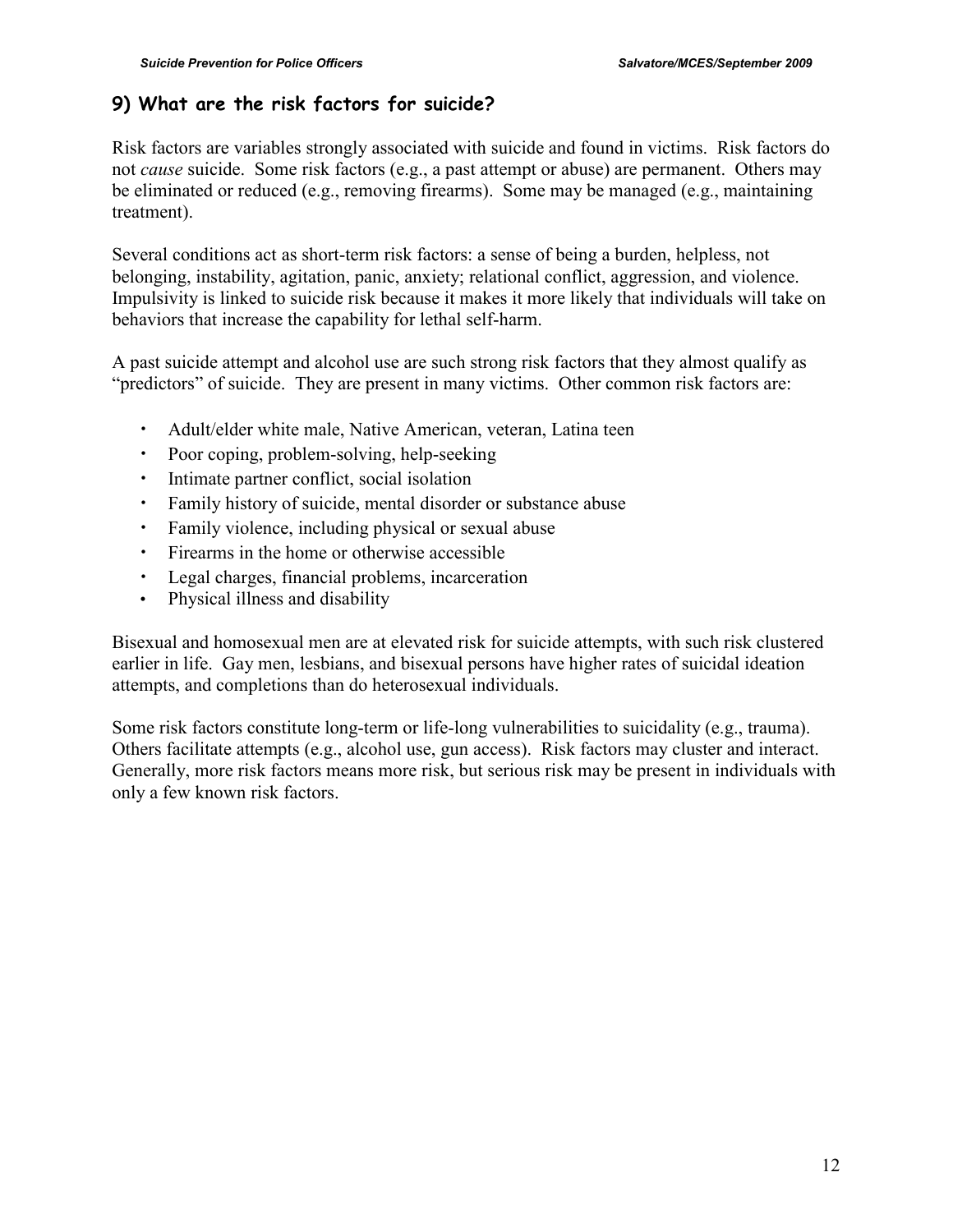## 9) What are the risk factors for suicide?

Risk factors are variables strongly associated with suicide and found in victims. Risk factors do not *cause* suicide. Some risk factors (e.g., a past attempt or abuse) are permanent. Others may be eliminated or reduced (e.g., removing firearms). Some may be managed (e.g., maintaining treatment).

Several conditions act as short-term risk factors: a sense of being a burden, helpless, not belonging, instability, agitation, panic, anxiety; relational conflict, aggression, and violence. Impulsivity is linked to suicide risk because it makes it more likely that individuals will take on behaviors that increase the capability for lethal self-harm.

A past suicide attempt and alcohol use are such strong risk factors that they almost qualify as "predictors" of suicide. They are present in many victims. Other common risk factors are:

- Adult/elder white male, Native American, veteran, Latina teen
- Poor coping, problem-solving, help-seeking
- Intimate partner conflict, social isolation
- Family history of suicide, mental disorder or substance abuse
- Family violence, including physical or sexual abuse
- Firearms in the home or otherwise accessible
- Legal charges, financial problems, incarceration
- Physical illness and disability

Bisexual and homosexual men are at elevated risk for suicide attempts, with such risk clustered earlier in life. Gay men, lesbians, and bisexual persons have higher rates of suicidal ideation attempts, and completions than do heterosexual individuals.

Some risk factors constitute long-term or life-long vulnerabilities to suicidality (e.g., trauma). Others facilitate attempts (e.g., alcohol use, gun access). Risk factors may cluster and interact. Generally, more risk factors means more risk, but serious risk may be present in individuals with only a few known risk factors.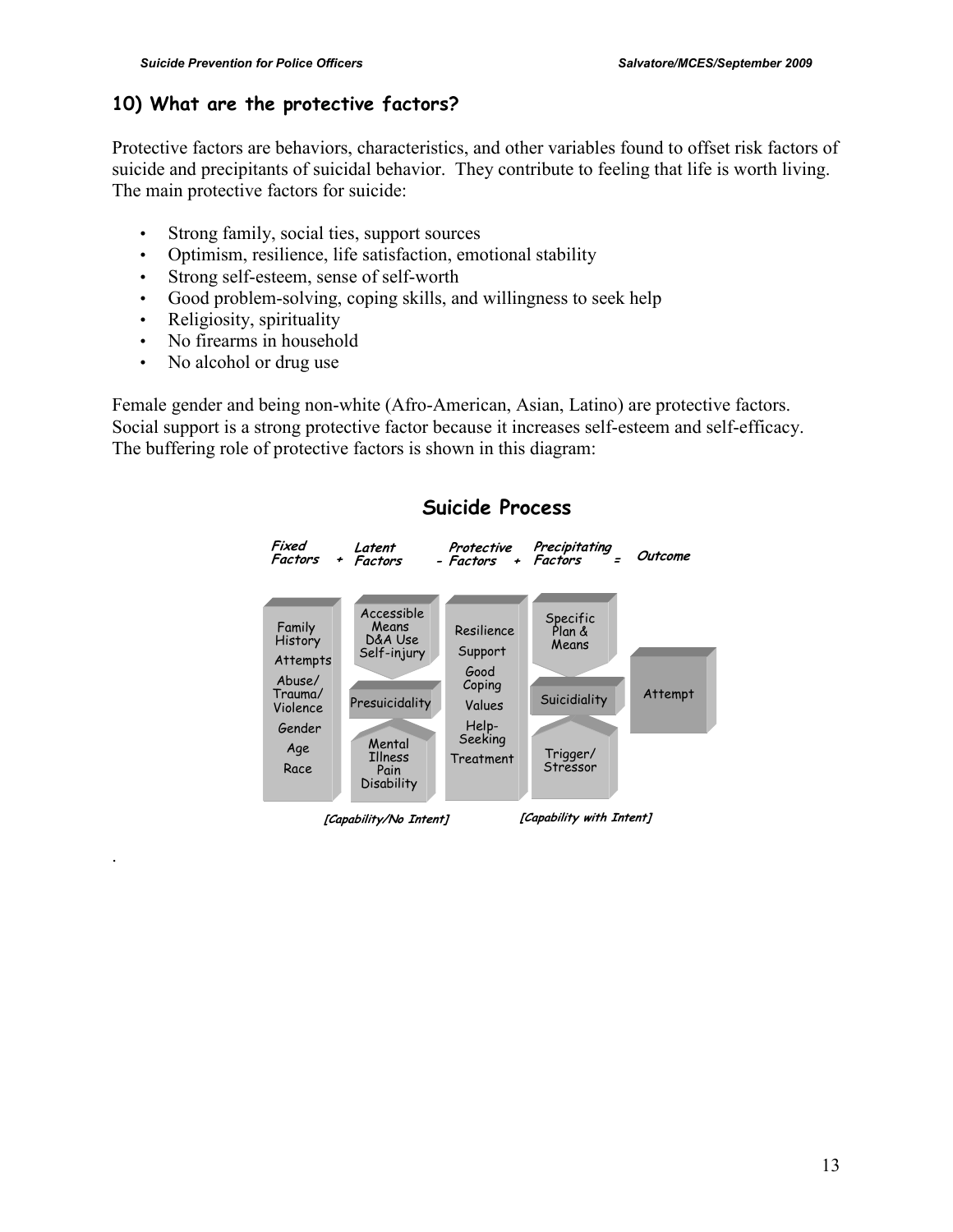## 10) What are the protective factors?

Protective factors are behaviors, characteristics, and other variables found to offset risk factors of suicide and precipitants of suicidal behavior. They contribute to feeling that life is worth living. The main protective factors for suicide:

- Strong family, social ties, support sources
- Optimism, resilience, life satisfaction, emotional stability
- Strong self-esteem, sense of self-worth
- Good problem-solving, coping skills, and willingness to seek help
- Religiosity, spirituality
- No firearms in household
- No alcohol or drug use

Female gender and being non-white (Afro-American, Asian, Latino) are protective factors. Social support is a strong protective factor because it increases self-esteem and self-efficacy. The buffering role of protective factors is shown in this diagram:

**Suicide Process**

*Fixed Factors* + *Latent Factors* - *Protective Factors* + *Precipitating Factors* = *Outcome*

| Fixed Factors | Latent Factors | Protective Factors | Precipitating Factors | Outcome |
|---|---|---|---|---|
| Family History, Attempts, Abuse/Trauma/Violence, Gender, Age, Race | Accessible Means, D&A Use, Self-injury; Presuicidality; Mental Illness, Pain, Disability | Resilience, Support, Good Coping, Values, Help-Seeking, Treatment | Specific Plan & Means; Suicidiality; Trigger/Stressor | Attempt |

*[Capability/No Intent]* *[Capability with Intent]*

.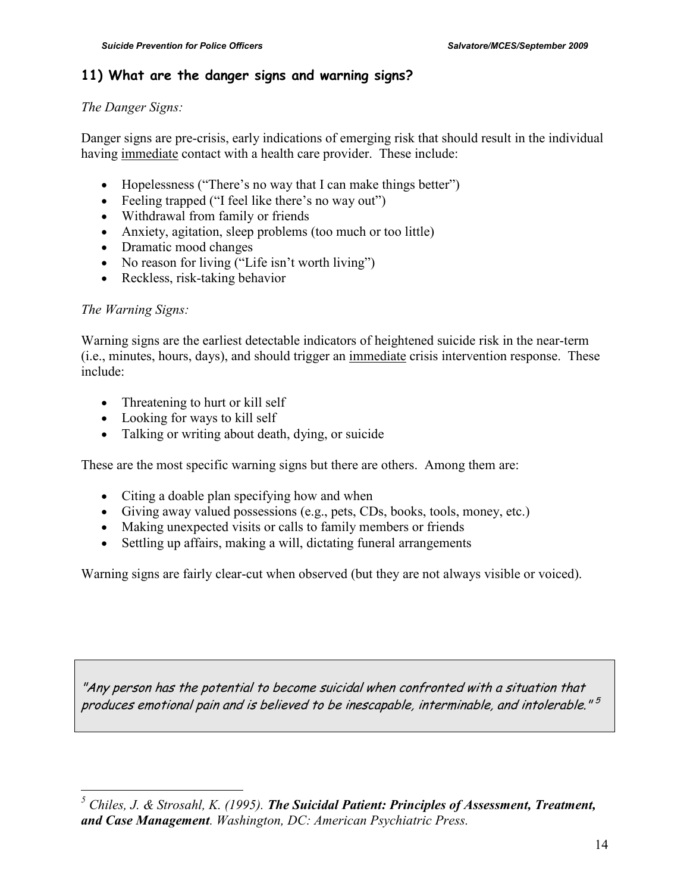## 11) What are the danger signs and warning signs?

*The Danger Signs:*

Danger signs are pre-crisis, early indications of emerging risk that should result in the individual having immediate contact with a health care provider. These include:

- Hopelessness ("There's no way that I can make things better")
- Feeling trapped ("I feel like there's no way out")
- Withdrawal from family or friends
- Anxiety, agitation, sleep problems (too much or too little)
- Dramatic mood changes
- No reason for living ("Life isn't worth living")
- Reckless, risk-taking behavior

*The Warning Signs:*

Warning signs are the earliest detectable indicators of heightened suicide risk in the near-term (i.e., minutes, hours, days), and should trigger an immediate crisis intervention response. These include:

- Threatening to hurt or kill self
- Looking for ways to kill self
- Talking or writing about death, dying, or suicide

These are the most specific warning signs but there are others. Among them are:

- Citing a doable plan specifying how and when
- Giving away valued possessions (e.g., pets, CDs, books, tools, money, etc.)
- Making unexpected visits or calls to family members or friends
- Settling up affairs, making a will, dictating funeral arrangements

Warning signs are fairly clear-cut when observed (but they are not always visible or voiced).

> *"Any person has the potential to become suicidal when confronted with a situation that produces emotional pain and is believed to be inescapable, interminable, and intolerable."* [5]

---

[5] *Chiles, J. & Strosahl, K. (1995).* ***The Suicidal Patient: Principles of Assessment, Treatment, and Case Management****. Washington, DC: American Psychiatric Press.*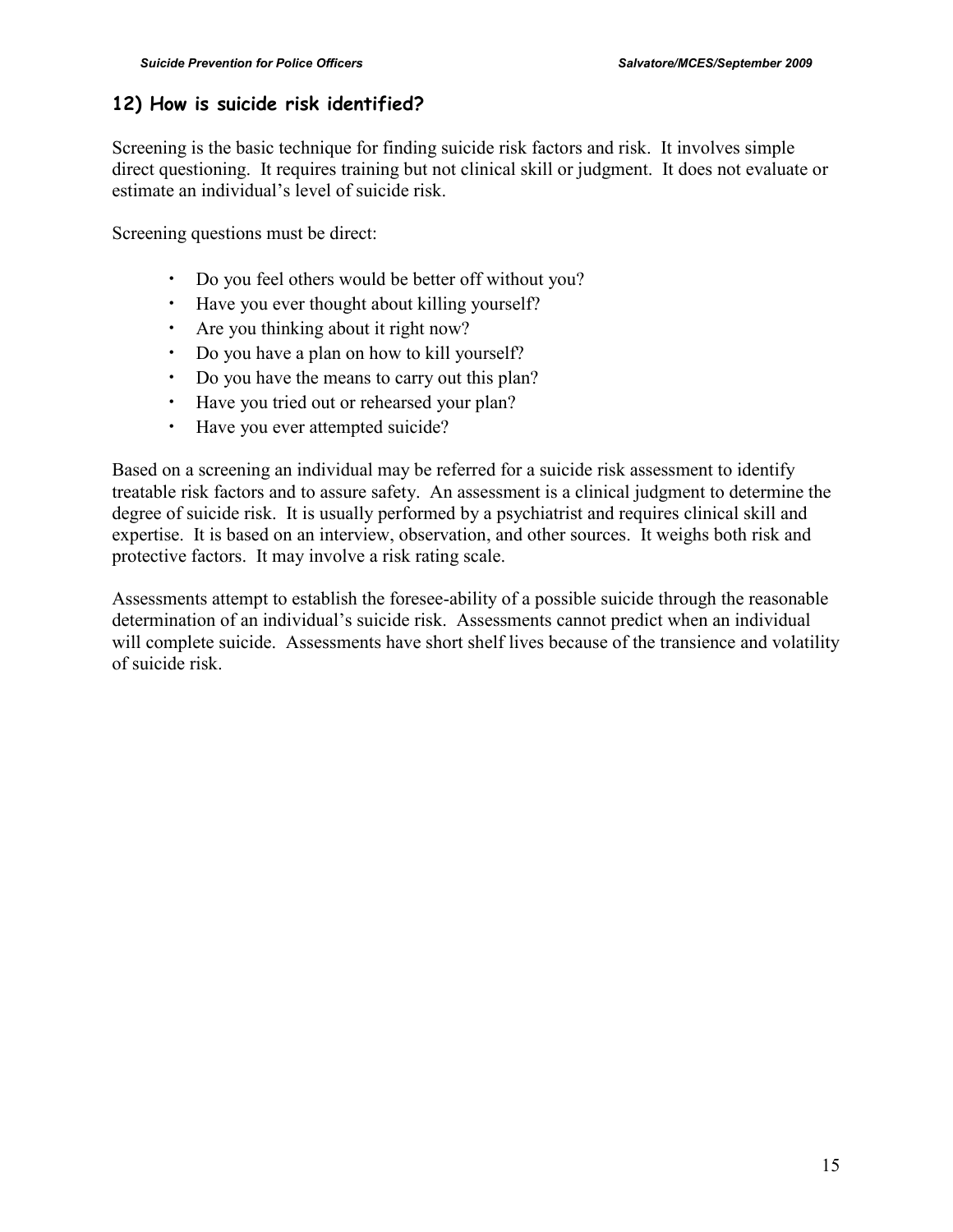## 12) How is suicide risk identified?

Screening is the basic technique for finding suicide risk factors and risk. It involves simple direct questioning. It requires training but not clinical skill or judgment. It does not evaluate or estimate an individual's level of suicide risk.

Screening questions must be direct:

- Do you feel others would be better off without you?
- Have you ever thought about killing yourself?
- Are you thinking about it right now?
- Do you have a plan on how to kill yourself?
- Do you have the means to carry out this plan?
- Have you tried out or rehearsed your plan?
- Have you ever attempted suicide?

Based on a screening an individual may be referred for a suicide risk assessment to identify treatable risk factors and to assure safety. An assessment is a clinical judgment to determine the degree of suicide risk. It is usually performed by a psychiatrist and requires clinical skill and expertise. It is based on an interview, observation, and other sources. It weighs both risk and protective factors. It may involve a risk rating scale.

Assessments attempt to establish the foresee-ability of a possible suicide through the reasonable determination of an individual's suicide risk. Assessments cannot predict when an individual will complete suicide. Assessments have short shelf lives because of the transience and volatility of suicide risk.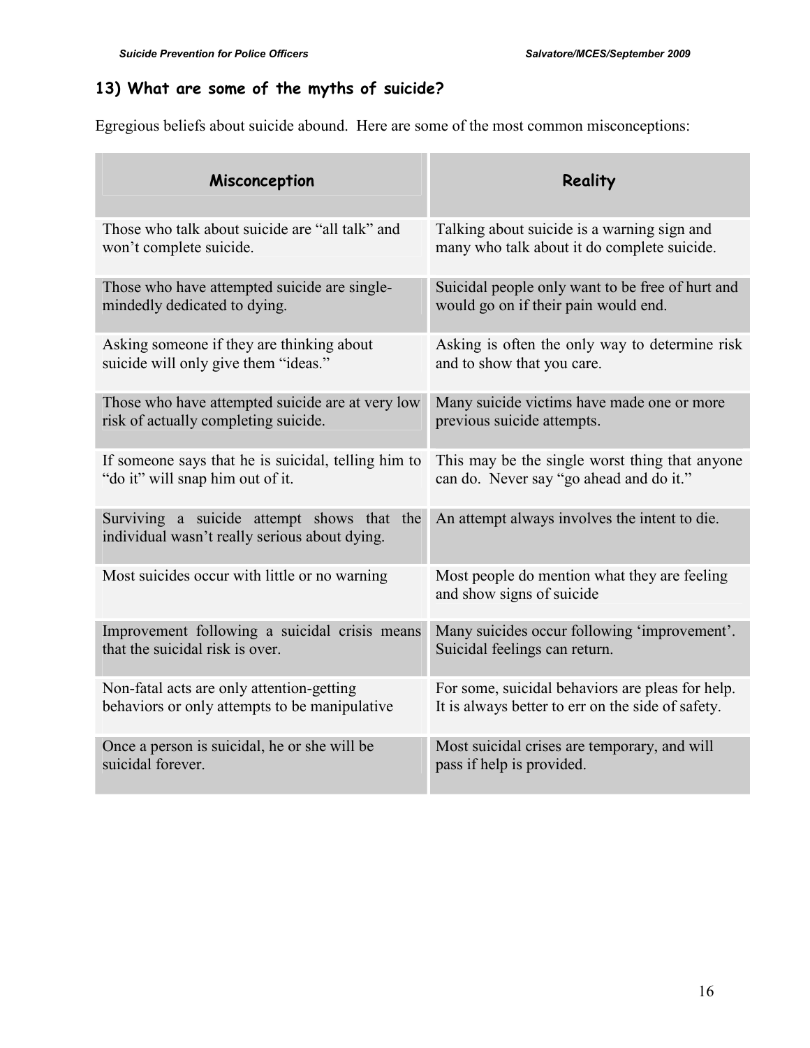## 13) What are some of the myths of suicide?

Egregious beliefs about suicide abound. Here are some of the most common misconceptions:

| Misconception | Reality |
|---|---|
| Those who talk about suicide are "all talk" and won't complete suicide. | Talking about suicide is a warning sign and many who talk about it do complete suicide. |
| Those who have attempted suicide are single-mindedly dedicated to dying. | Suicidal people only want to be free of hurt and would go on if their pain would end. |
| Asking someone if they are thinking about suicide will only give them "ideas." | Asking is often the only way to determine risk and to show that you care. |
| Those who have attempted suicide are at very low risk of actually completing suicide. | Many suicide victims have made one or more previous suicide attempts. |
| If someone says that he is suicidal, telling him to "do it" will snap him out of it. | This may be the single worst thing that anyone can do. Never say "go ahead and do it." |
| Surviving a suicide attempt shows that the individual wasn't really serious about dying. | An attempt always involves the intent to die. |
| Most suicides occur with little or no warning | Most people do mention what they are feeling and show signs of suicide |
| Improvement following a suicidal crisis means that the suicidal risk is over. | Many suicides occur following 'improvement'. Suicidal feelings can return. |
| Non-fatal acts are only attention-getting behaviors or only attempts to be manipulative | For some, suicidal behaviors are pleas for help. It is always better to err on the side of safety. |
| Once a person is suicidal, he or she will be suicidal forever. | Most suicidal crises are temporary, and will pass if help is provided. |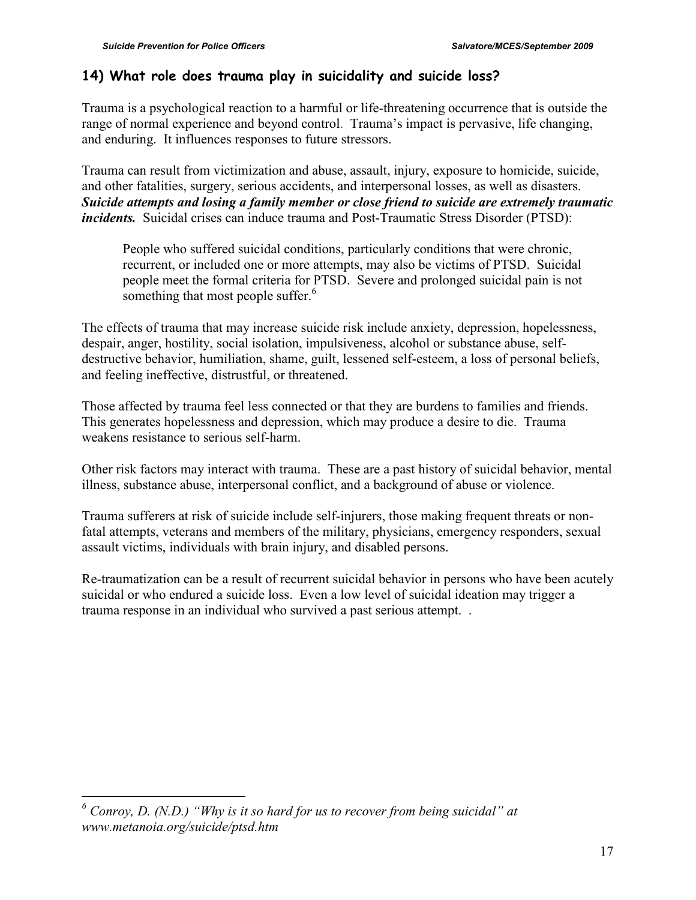## 14) What role does trauma play in suicidality and suicide loss?

Trauma is a psychological reaction to a harmful or life-threatening occurrence that is outside the range of normal experience and beyond control. Trauma's impact is pervasive, life changing, and enduring. It influences responses to future stressors.

Trauma can result from victimization and abuse, assault, injury, exposure to homicide, suicide, and other fatalities, surgery, serious accidents, and interpersonal losses, as well as disasters. ***Suicide attempts and losing a family member or close friend to suicide are extremely traumatic incidents.*** Suicidal crises can induce trauma and Post-Traumatic Stress Disorder (PTSD):

> People who suffered suicidal conditions, particularly conditions that were chronic, recurrent, or included one or more attempts, may also be victims of PTSD. Suicidal people meet the formal criteria for PTSD. Severe and prolonged suicidal pain is not something that most people suffer.[6]

The effects of trauma that may increase suicide risk include anxiety, depression, hopelessness, despair, anger, hostility, social isolation, impulsiveness, alcohol or substance abuse, self-destructive behavior, humiliation, shame, guilt, lessened self-esteem, a loss of personal beliefs, and feeling ineffective, distrustful, or threatened.

Those affected by trauma feel less connected or that they are burdens to families and friends. This generates hopelessness and depression, which may produce a desire to die. Trauma weakens resistance to serious self-harm.

Other risk factors may interact with trauma. These are a past history of suicidal behavior, mental illness, substance abuse, interpersonal conflict, and a background of abuse or violence.

Trauma sufferers at risk of suicide include self-injurers, those making frequent threats or non-fatal attempts, veterans and members of the military, physicians, emergency responders, sexual assault victims, individuals with brain injury, and disabled persons.

Re-traumatization can be a result of recurrent suicidal behavior in persons who have been acutely suicidal or who endured a suicide loss. Even a low level of suicidal ideation may trigger a trauma response in an individual who survived a past serious attempt. .

---

[6] *Conroy, D. (N.D.) "Why is it so hard for us to recover from being suicidal" at www.metanoia.org/suicide/ptsd.htm*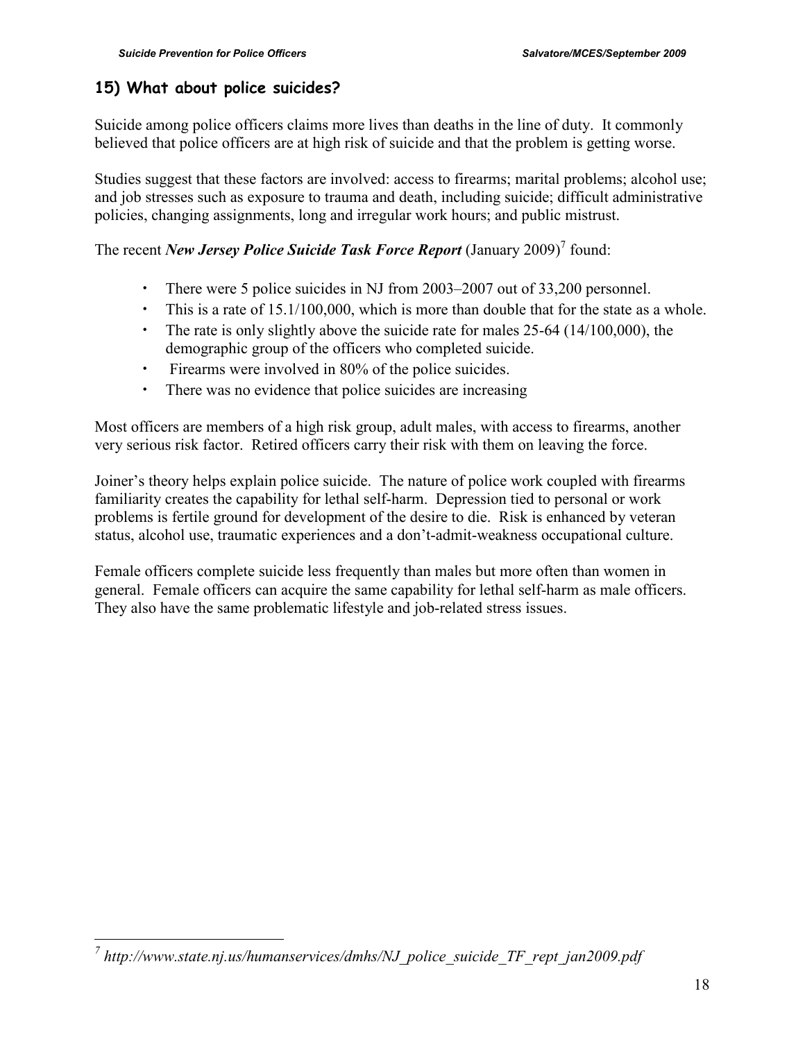## 15) What about police suicides?

Suicide among police officers claims more lives than deaths in the line of duty. It commonly believed that police officers are at high risk of suicide and that the problem is getting worse.

Studies suggest that these factors are involved: access to firearms; marital problems; alcohol use; and job stresses such as exposure to trauma and death, including suicide; difficult administrative policies, changing assignments, long and irregular work hours; and public mistrust.

The recent ***New Jersey Police Suicide Task Force Report*** (January 2009)[7] found:

- There were 5 police suicides in NJ from 2003–2007 out of 33,200 personnel.
- This is a rate of 15.1/100,000, which is more than double that for the state as a whole.
- The rate is only slightly above the suicide rate for males 25-64 (14/100,000), the demographic group of the officers who completed suicide.
- Firearms were involved in 80% of the police suicides.
- There was no evidence that police suicides are increasing

Most officers are members of a high risk group, adult males, with access to firearms, another very serious risk factor. Retired officers carry their risk with them on leaving the force.

Joiner's theory helps explain police suicide. The nature of police work coupled with firearms familiarity creates the capability for lethal self-harm. Depression tied to personal or work problems is fertile ground for development of the desire to die. Risk is enhanced by veteran status, alcohol use, traumatic experiences and a don't-admit-weakness occupational culture.

Female officers complete suicide less frequently than males but more often than women in general. Female officers can acquire the same capability for lethal self-harm as male officers. They also have the same problematic lifestyle and job-related stress issues.

---

[7] *http://www.state.nj.us/humanservices/dmhs/NJ_police_suicide_TF_rept_jan2009.pdf*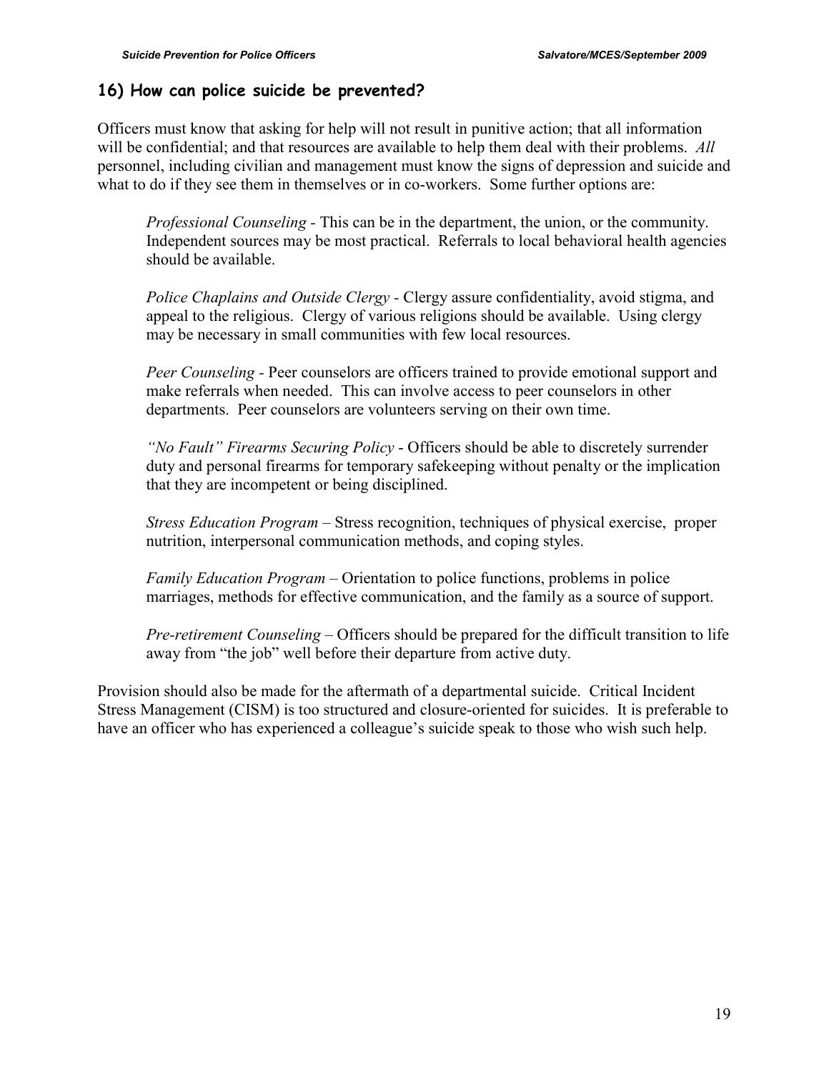## 16) How can police suicide be prevented?

Officers must know that asking for help will not result in punitive action; that all information will be confidential; and that resources are available to help them deal with their problems. *All* personnel, including civilian and management must know the signs of depression and suicide and what to do if they see them in themselves or in co-workers. Some further options are:

*Professional Counseling* - This can be in the department, the union, or the community. Independent sources may be most practical. Referrals to local behavioral health agencies should be available.

*Police Chaplains and Outside Clergy* - Clergy assure confidentiality, avoid stigma, and appeal to the religious. Clergy of various religions should be available. Using clergy may be necessary in small communities with few local resources.

*Peer Counseling* - Peer counselors are officers trained to provide emotional support and make referrals when needed. This can involve access to peer counselors in other departments. Peer counselors are volunteers serving on their own time.

*"No Fault" Firearms Securing Policy* - Officers should be able to discretely surrender duty and personal firearms for temporary safekeeping without penalty or the implication that they are incompetent or being disciplined.

*Stress Education Program* – Stress recognition, techniques of physical exercise, proper nutrition, interpersonal communication methods, and coping styles.

*Family Education Program* – Orientation to police functions, problems in police marriages, methods for effective communication, and the family as a source of support.

*Pre-retirement Counseling* – Officers should be prepared for the difficult transition to life away from "the job" well before their departure from active duty.

Provision should also be made for the aftermath of a departmental suicide. Critical Incident Stress Management (CISM) is too structured and closure-oriented for suicides. It is preferable to have an officer who has experienced a colleague's suicide speak to those who wish such help.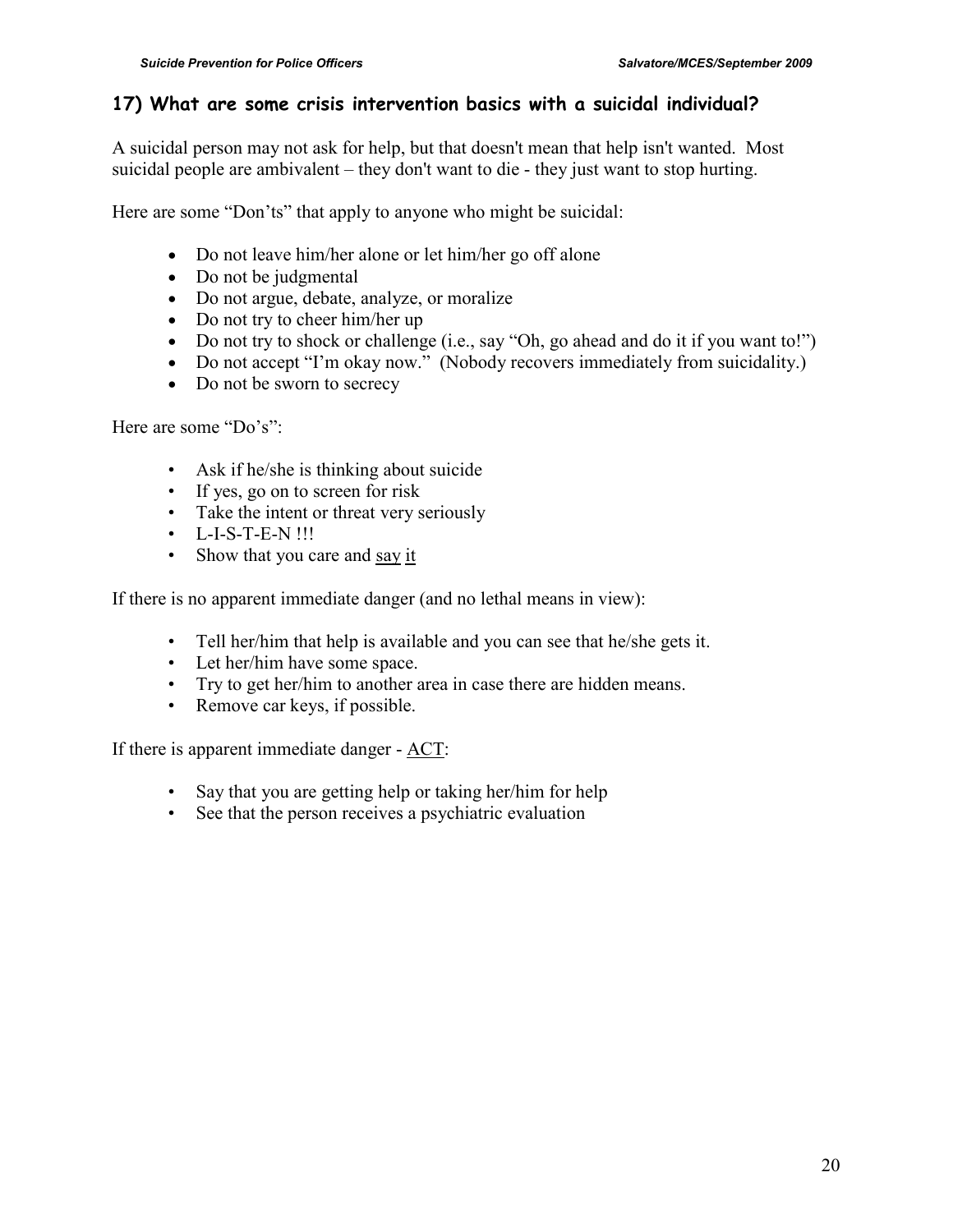## 17) What are some crisis intervention basics with a suicidal individual?

A suicidal person may not ask for help, but that doesn't mean that help isn't wanted. Most suicidal people are ambivalent – they don't want to die - they just want to stop hurting.

Here are some "Don'ts" that apply to anyone who might be suicidal:

- Do not leave him/her alone or let him/her go off alone
- Do not be judgmental
- Do not argue, debate, analyze, or moralize
- Do not try to cheer him/her up
- Do not try to shock or challenge (i.e., say "Oh, go ahead and do it if you want to!")
- Do not accept "I'm okay now." (Nobody recovers immediately from suicidality.)
- Do not be sworn to secrecy

Here are some "Do's":

- Ask if he/she is thinking about suicide
- If yes, go on to screen for risk
- Take the intent or threat very seriously
- L-I-S-T-E-N !!!
- Show that you care and <u>say it</u>

If there is no apparent immediate danger (and no lethal means in view):

- Tell her/him that help is available and you can see that he/she gets it.
- Let her/him have some space.
- Try to get her/him to another area in case there are hidden means.
- Remove car keys, if possible.

If there is apparent immediate danger - <u>ACT</u>:

- Say that you are getting help or taking her/him for help
- See that the person receives a psychiatric evaluation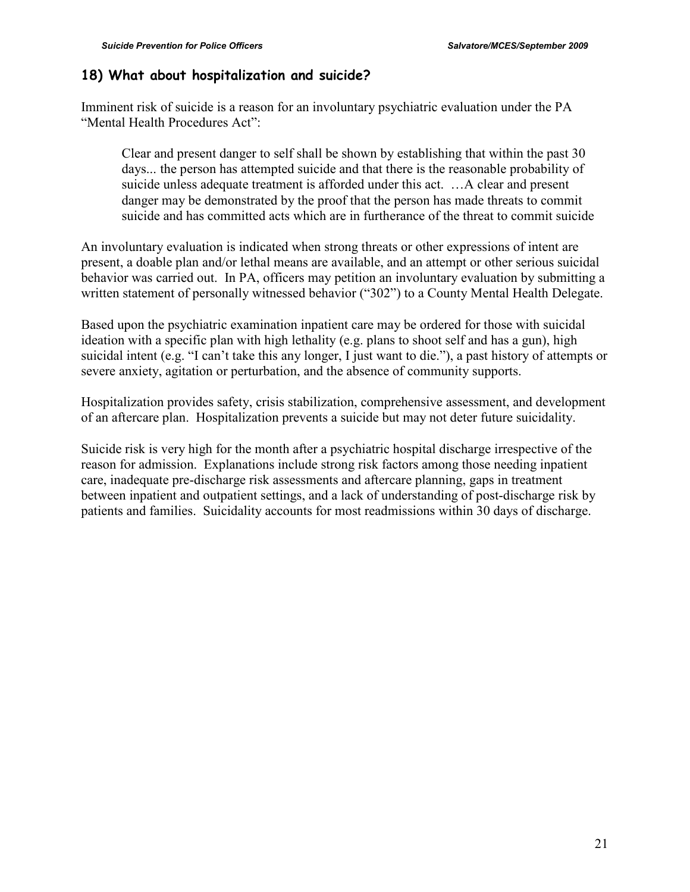## 18) What about hospitalization and suicide?

Imminent risk of suicide is a reason for an involuntary psychiatric evaluation under the PA "Mental Health Procedures Act":

> Clear and present danger to self shall be shown by establishing that within the past 30 days... the person has attempted suicide and that there is the reasonable probability of suicide unless adequate treatment is afforded under this act. …A clear and present danger may be demonstrated by the proof that the person has made threats to commit suicide and has committed acts which are in furtherance of the threat to commit suicide

An involuntary evaluation is indicated when strong threats or other expressions of intent are present, a doable plan and/or lethal means are available, and an attempt or other serious suicidal behavior was carried out. In PA, officers may petition an involuntary evaluation by submitting a written statement of personally witnessed behavior ("302") to a County Mental Health Delegate.

Based upon the psychiatric examination inpatient care may be ordered for those with suicidal ideation with a specific plan with high lethality (e.g. plans to shoot self and has a gun), high suicidal intent (e.g. "I can't take this any longer, I just want to die."), a past history of attempts or severe anxiety, agitation or perturbation, and the absence of community supports.

Hospitalization provides safety, crisis stabilization, comprehensive assessment, and development of an aftercare plan. Hospitalization prevents a suicide but may not deter future suicidality.

Suicide risk is very high for the month after a psychiatric hospital discharge irrespective of the reason for admission. Explanations include strong risk factors among those needing inpatient care, inadequate pre-discharge risk assessments and aftercare planning, gaps in treatment between inpatient and outpatient settings, and a lack of understanding of post-discharge risk by patients and families. Suicidality accounts for most readmissions within 30 days of discharge.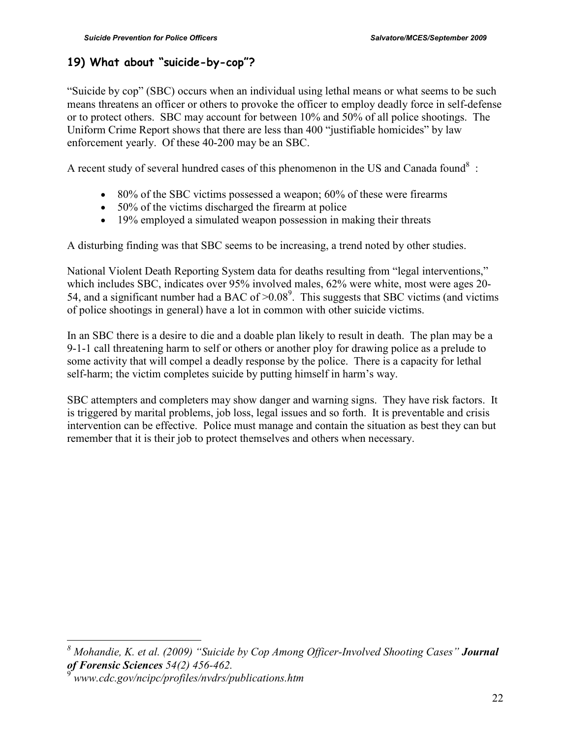## 19) What about "suicide-by-cop"?

"Suicide by cop" (SBC) occurs when an individual using lethal means or what seems to be such means threatens an officer or others to provoke the officer to employ deadly force in self-defense or to protect others. SBC may account for between 10% and 50% of all police shootings. The Uniform Crime Report shows that there are less than 400 "justifiable homicides" by law enforcement yearly. Of these 40-200 may be an SBC.

A recent study of several hundred cases of this phenomenon in the US and Canada found[8] :

- 80% of the SBC victims possessed a weapon; 60% of these were firearms
- 50% of the victims discharged the firearm at police
- 19% employed a simulated weapon possession in making their threats

A disturbing finding was that SBC seems to be increasing, a trend noted by other studies.

National Violent Death Reporting System data for deaths resulting from "legal interventions," which includes SBC, indicates over 95% involved males, 62% were white, most were ages 20-54, and a significant number had a BAC of >0.08[9]. This suggests that SBC victims (and victims of police shootings in general) have a lot in common with other suicide victims.

In an SBC there is a desire to die and a doable plan likely to result in death. The plan may be a 9-1-1 call threatening harm to self or others or another ploy for drawing police as a prelude to some activity that will compel a deadly response by the police. There is a capacity for lethal self-harm; the victim completes suicide by putting himself in harm's way.

SBC attempters and completers may show danger and warning signs. They have risk factors. It is triggered by marital problems, job loss, legal issues and so forth. It is preventable and crisis intervention can be effective. Police must manage and contain the situation as best they can but remember that it is their job to protect themselves and others when necessary.

---

[8] *Mohandie, K. et al. (2009) "Suicide by Cop Among Officer-Involved Shooting Cases"* ***Journal of Forensic Sciences*** *54(2) 456-462.*

[9] *www.cdc.gov/ncipc/profiles/nvdrs/publications.htm*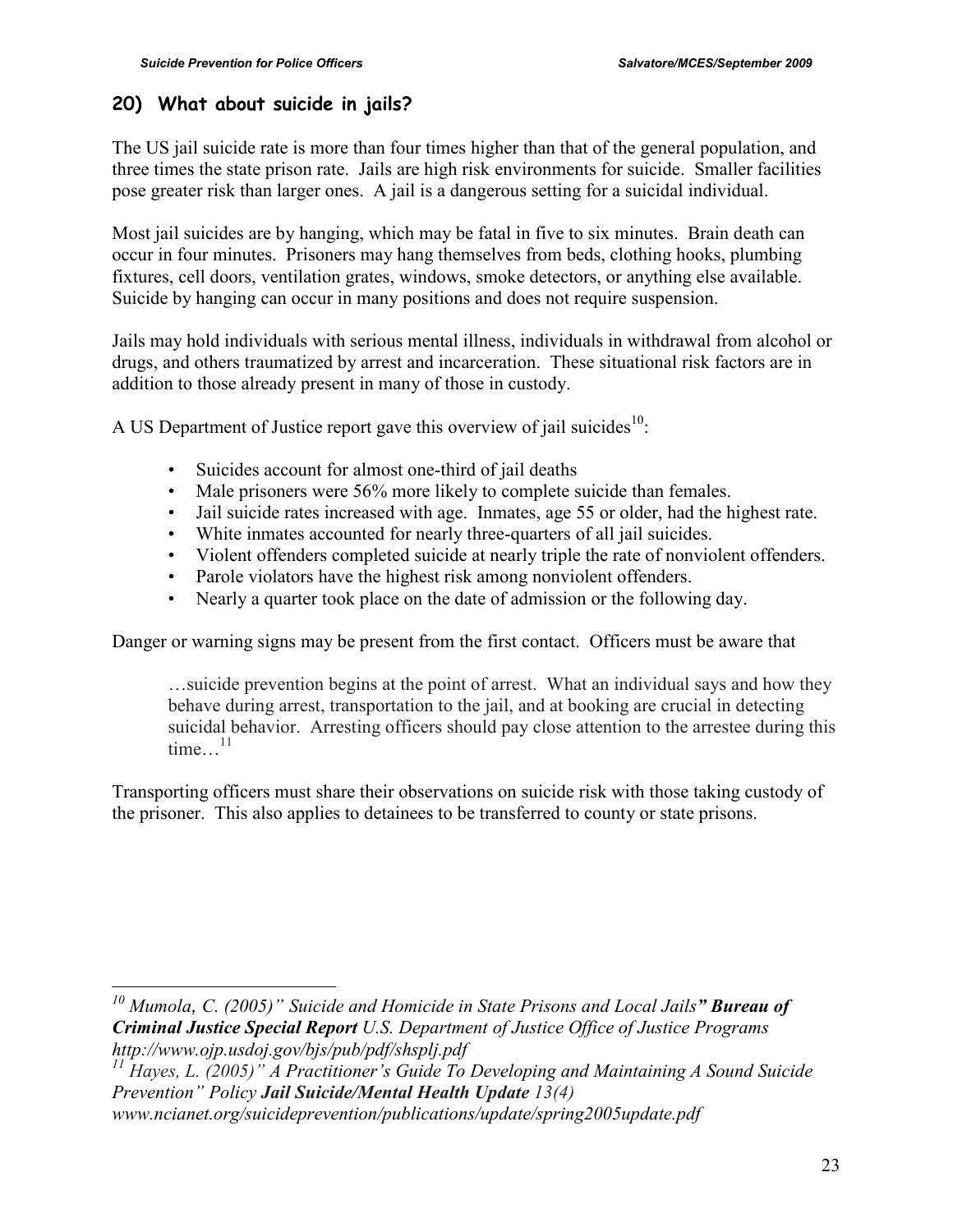## 20) What about suicide in jails?

The US jail suicide rate is more than four times higher than that of the general population, and three times the state prison rate. Jails are high risk environments for suicide. Smaller facilities pose greater risk than larger ones. A jail is a dangerous setting for a suicidal individual.

Most jail suicides are by hanging, which may be fatal in five to six minutes. Brain death can occur in four minutes. Prisoners may hang themselves from beds, clothing hooks, plumbing fixtures, cell doors, ventilation grates, windows, smoke detectors, or anything else available. Suicide by hanging can occur in many positions and does not require suspension.

Jails may hold individuals with serious mental illness, individuals in withdrawal from alcohol or drugs, and others traumatized by arrest and incarceration. These situational risk factors are in addition to those already present in many of those in custody.

A US Department of Justice report gave this overview of jail suicides[10]:

- Suicides account for almost one-third of jail deaths
- Male prisoners were 56% more likely to complete suicide than females.
- Jail suicide rates increased with age. Inmates, age 55 or older, had the highest rate.
- White inmates accounted for nearly three-quarters of all jail suicides.
- Violent offenders completed suicide at nearly triple the rate of nonviolent offenders.
- Parole violators have the highest risk among nonviolent offenders.
- Nearly a quarter took place on the date of admission or the following day.

Danger or warning signs may be present from the first contact. Officers must be aware that

> …suicide prevention begins at the point of arrest. What an individual says and how they behave during arrest, transportation to the jail, and at booking are crucial in detecting suicidal behavior. Arresting officers should pay close attention to the arrestee during this time…[11]

Transporting officers must share their observations on suicide risk with those taking custody of the prisoner. This also applies to detainees to be transferred to county or state prisons.

---

[10] *Mumola, C. (2005)" Suicide and Homicide in State Prisons and Local Jails**" Bureau of Criminal Justice Special Report** U.S. Department of Justice Office of Justice Programs http://www.ojp.usdoj.gov/bjs/pub/pdf/shsplj.pdf*

[11] *Hayes, L. (2005)" A Practitioner's Guide To Developing and Maintaining A Sound Suicide Prevention" Policy **Jail Suicide/Mental Health Update** 13(4) www.ncianet.org/suicideprevention/publications/update/spring2005update.pdf*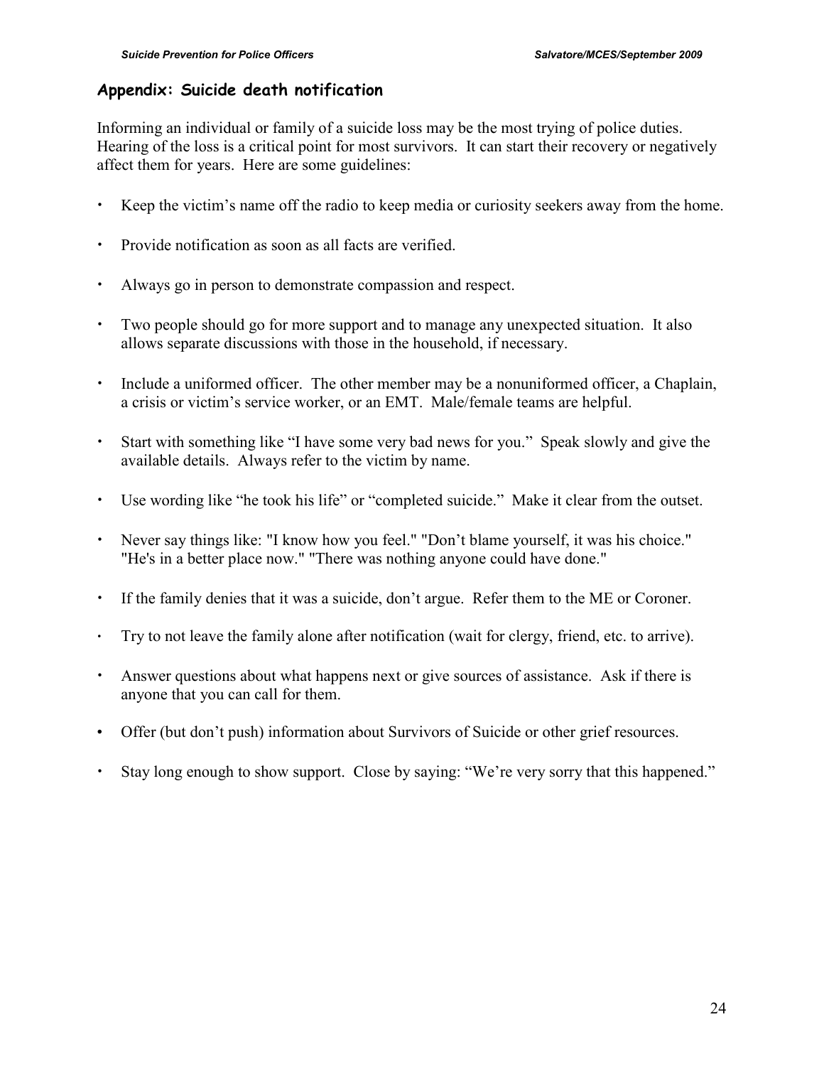## Appendix: Suicide death notification

Informing an individual or family of a suicide loss may be the most trying of police duties. Hearing of the loss is a critical point for most survivors. It can start their recovery or negatively affect them for years. Here are some guidelines:

- Keep the victim's name off the radio to keep media or curiosity seekers away from the home.
- Provide notification as soon as all facts are verified.
- Always go in person to demonstrate compassion and respect.
- Two people should go for more support and to manage any unexpected situation. It also allows separate discussions with those in the household, if necessary.
- Include a uniformed officer. The other member may be a nonuniformed officer, a Chaplain, a crisis or victim's service worker, or an EMT. Male/female teams are helpful.
- Start with something like "I have some very bad news for you." Speak slowly and give the available details. Always refer to the victim by name.
- Use wording like "he took his life" or "completed suicide." Make it clear from the outset.
- Never say things like: "I know how you feel." "Don't blame yourself, it was his choice." "He's in a better place now." "There was nothing anyone could have done."
- If the family denies that it was a suicide, don't argue. Refer them to the ME or Coroner.
- Try to not leave the family alone after notification (wait for clergy, friend, etc. to arrive).
- Answer questions about what happens next or give sources of assistance. Ask if there is anyone that you can call for them.
- Offer (but don't push) information about Survivors of Suicide or other grief resources.
- Stay long enough to show support. Close by saying: "We're very sorry that this happened."